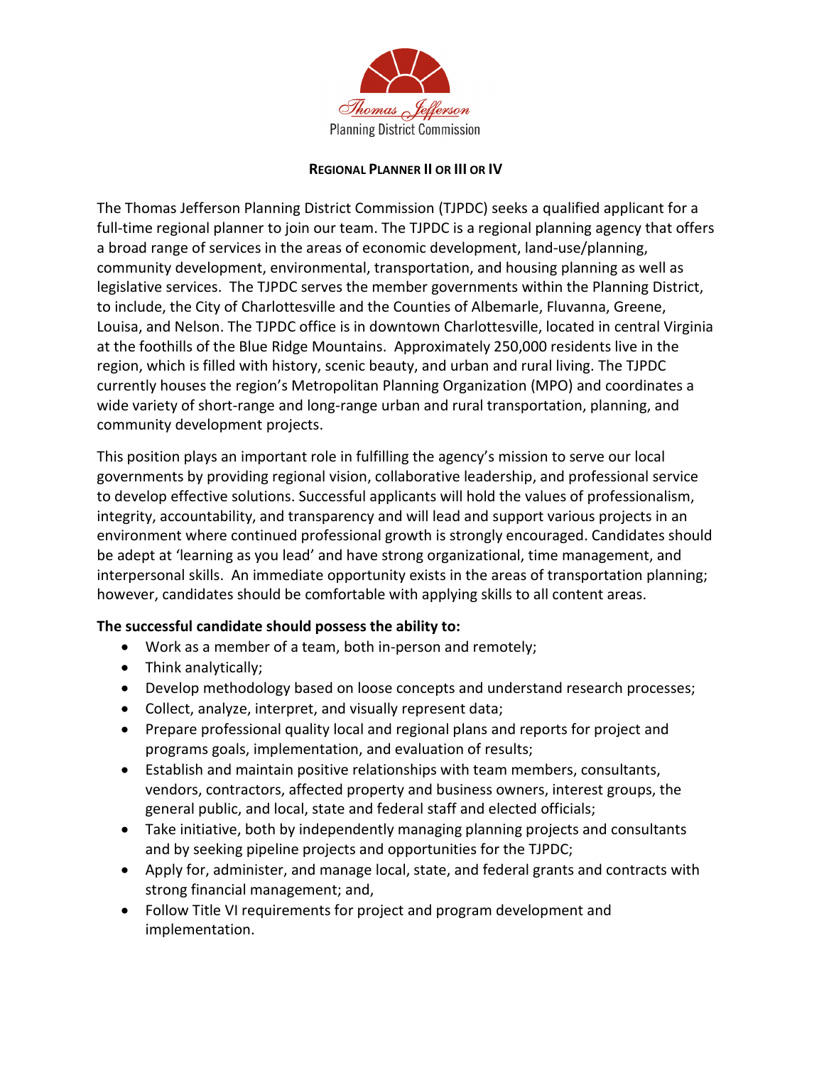Thomas Jefferson
Planning District Commission

## REGIONAL PLANNER II OR III OR IV

The Thomas Jefferson Planning District Commission (TJPDC) seeks a qualified applicant for a full-time regional planner to join our team. The TJPDC is a regional planning agency that offers a broad range of services in the areas of economic development, land-use/planning, community development, environmental, transportation, and housing planning as well as legislative services. The TJPDC serves the member governments within the Planning District, to include, the City of Charlottesville and the Counties of Albemarle, Fluvanna, Greene, Louisa, and Nelson. The TJPDC office is in downtown Charlottesville, located in central Virginia at the foothills of the Blue Ridge Mountains. Approximately 250,000 residents live in the region, which is filled with history, scenic beauty, and urban and rural living. The TJPDC currently houses the region's Metropolitan Planning Organization (MPO) and coordinates a wide variety of short-range and long-range urban and rural transportation, planning, and community development projects.

This position plays an important role in fulfilling the agency's mission to serve our local governments by providing regional vision, collaborative leadership, and professional service to develop effective solutions. Successful applicants will hold the values of professionalism, integrity, accountability, and transparency and will lead and support various projects in an environment where continued professional growth is strongly encouraged. Candidates should be adept at 'learning as you lead' and have strong organizational, time management, and interpersonal skills. An immediate opportunity exists in the areas of transportation planning; however, candidates should be comfortable with applying skills to all content areas.

**The successful candidate should possess the ability to:**

- Work as a member of a team, both in-person and remotely;
- Think analytically;
- Develop methodology based on loose concepts and understand research processes;
- Collect, analyze, interpret, and visually represent data;
- Prepare professional quality local and regional plans and reports for project and programs goals, implementation, and evaluation of results;
- Establish and maintain positive relationships with team members, consultants, vendors, contractors, affected property and business owners, interest groups, the general public, and local, state and federal staff and elected officials;
- Take initiative, both by independently managing planning projects and consultants and by seeking pipeline projects and opportunities for the TJPDC;
- Apply for, administer, and manage local, state, and federal grants and contracts with strong financial management; and,
- Follow Title VI requirements for project and program development and implementation.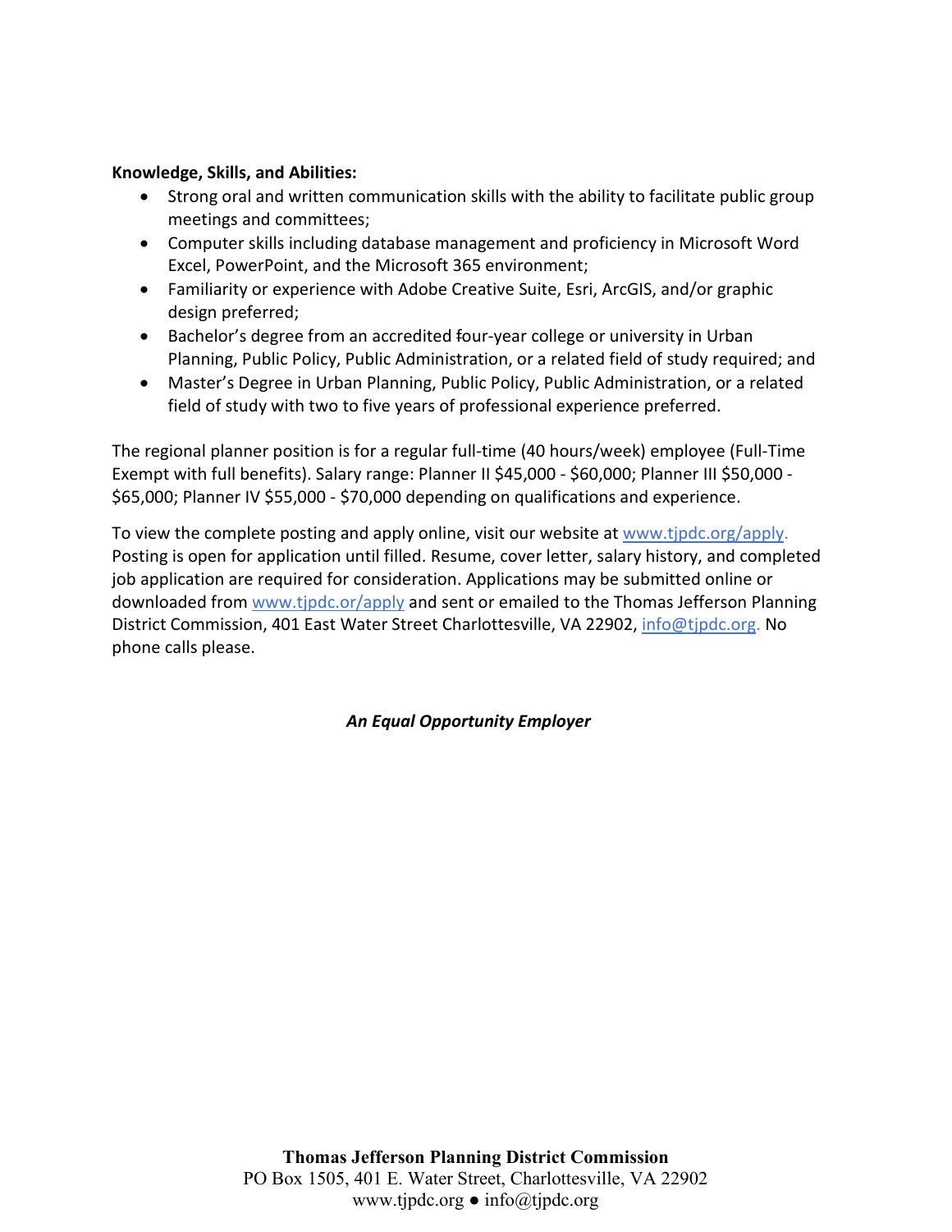**Knowledge, Skills, and Abilities:**

- Strong oral and written communication skills with the ability to facilitate public group meetings and committees;
- Computer skills including database management and proficiency in Microsoft Word Excel, PowerPoint, and the Microsoft 365 environment;
- Familiarity or experience with Adobe Creative Suite, Esri, ArcGIS, and/or graphic design preferred;
- Bachelor's degree from an accredited four-year college or university in Urban Planning, Public Policy, Public Administration, or a related field of study required; and
- Master's Degree in Urban Planning, Public Policy, Public Administration, or a related field of study with two to five years of professional experience preferred.

The regional planner position is for a regular full-time (40 hours/week) employee (Full-Time Exempt with full benefits). Salary range: Planner II $45,000 - $60,000; Planner III $50,000 - $65,000; Planner IV $55,000 - $70,000 depending on qualifications and experience.

To view the complete posting and apply online, visit our website at www.tjpdc.org/apply. Posting is open for application until filled. Resume, cover letter, salary history, and completed job application are required for consideration. Applications may be submitted online or downloaded from www.tjpdc.or/apply and sent or emailed to the Thomas Jefferson Planning District Commission, 401 East Water Street Charlottesville, VA 22902, info@tjpdc.org. No phone calls please.

***An Equal Opportunity Employer***

**Thomas Jefferson Planning District Commission**
PO Box 1505, 401 E. Water Street, Charlottesville, VA 22902
www.tjpdc.org ● info@tjpdc.org